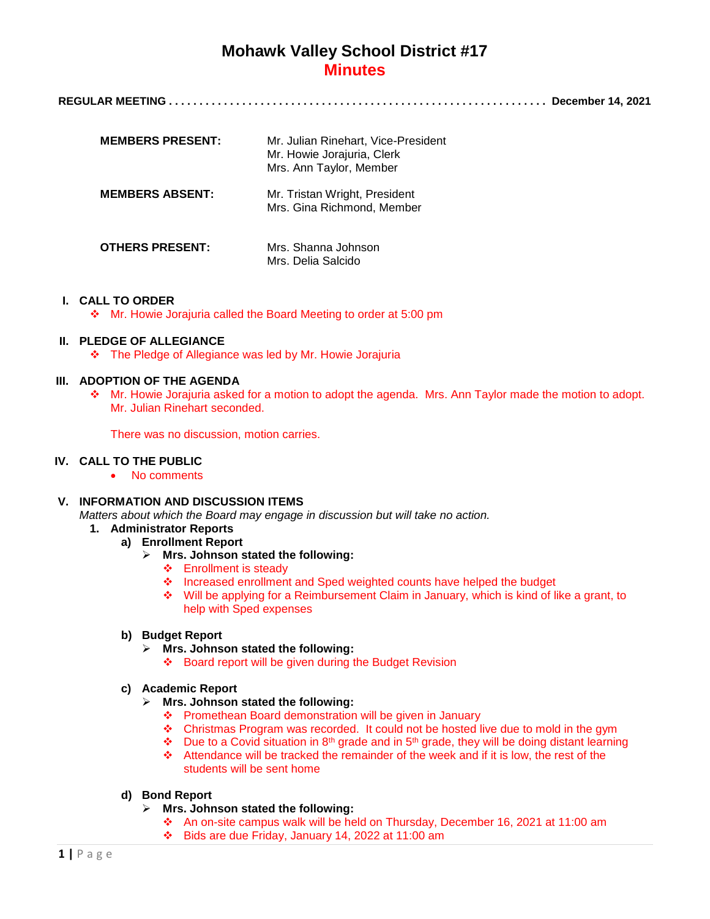# Mohawk Valley School District #17
## Minutes

**REGULAR MEETING . . . . . . . . . . . . . . . . . . . . . . . . . . . . . . . . . . . . . . . . . . . . . . . . . . . . . . . . . . . . December 14, 2021**

| | |
|---|---|
| **MEMBERS PRESENT:** | Mr. Julian Rinehart, Vice-President<br>Mr. Howie Jorajuria, Clerk<br>Mrs. Ann Taylor, Member |
| **MEMBERS ABSENT:** | Mr. Tristan Wright, President<br>Mrs. Gina Richmond, Member |
| **OTHERS PRESENT:** | Mrs. Shanna Johnson<br>Mrs. Delia Salcido |

### I. CALL TO ORDER

- Mr. Howie Jorajuria called the Board Meeting to order at 5:00 pm

### II. PLEDGE OF ALLEGIANCE

- The Pledge of Allegiance was led by Mr. Howie Jorajuria

### III. ADOPTION OF THE AGENDA

- Mr. Howie Jorajuria asked for a motion to adopt the agenda. Mrs. Ann Taylor made the motion to adopt. Mr. Julian Rinehart seconded.

  There was no discussion, motion carries.

### IV. CALL TO THE PUBLIC

- No comments

### V. INFORMATION AND DISCUSSION ITEMS

*Matters about which the Board may engage in discussion but will take no action.*

1. **Administrator Reports**

   a) **Enrollment Report**
   - **Mrs. Johnson stated the following:**
     - Enrollment is steady
     - Increased enrollment and Sped weighted counts have helped the budget
     - Will be applying for a Reimbursement Claim in January, which is kind of like a grant, to help with Sped expenses

   b) **Budget Report**
   - **Mrs. Johnson stated the following:**
     - Board report will be given during the Budget Revision

   c) **Academic Report**
   - **Mrs. Johnson stated the following:**
     - Promethean Board demonstration will be given in January
     - Christmas Program was recorded. It could not be hosted live due to mold in the gym
     - Due to a Covid situation in 8th grade and in 5th grade, they will be doing distant learning
     - Attendance will be tracked the remainder of the week and if it is low, the rest of the students will be sent home

   d) **Bond Report**
   - **Mrs. Johnson stated the following:**
     - An on-site campus walk will be held on Thursday, December 16, 2021 at 11:00 am
     - Bids are due Friday, January 14, 2022 at 11:00 am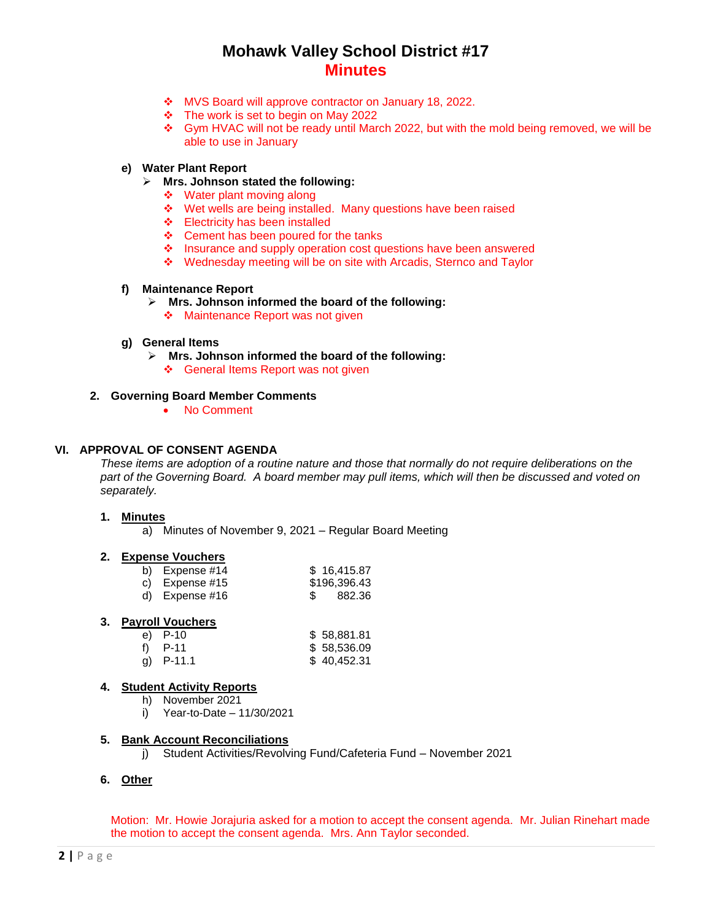# Mohawk Valley School District #17

## Minutes

- MVS Board will approve contractor on January 18, 2022.
- The work is set to begin on May 2022
- Gym HVAC will not be ready until March 2022, but with the mold being removed, we will be able to use in January

**e) Water Plant Report**

- **Mrs. Johnson stated the following:**
  - Water plant moving along
  - Wet wells are being installed. Many questions have been raised
  - Electricity has been installed
  - Cement has been poured for the tanks
  - Insurance and supply operation cost questions have been answered
  - Wednesday meeting will be on site with Arcadis, Sternco and Taylor

**f) Maintenance Report**

- **Mrs. Johnson informed the board of the following:**
  - Maintenance Report was not given

**g) General Items**

- **Mrs. Johnson informed the board of the following:**
  - General Items Report was not given

**2. Governing Board Member Comments**

- No Comment

## VI. APPROVAL OF CONSENT AGENDA

*These items are adoption of a routine nature and those that normally do not require deliberations on the part of the Governing Board. A board member may pull items, which will then be discussed and voted on separately.*

**1. Minutes**

a) Minutes of November 9, 2021 – Regular Board Meeting

**2. Expense Vouchers**

| | |
|---|---|
| b) Expense #14 | $ 16,415.87 |
| c) Expense #15 | $196,396.43 |
| d) Expense #16 | $ 882.36 |

**3. Payroll Vouchers**

| | |
|---|---|
| e) P-10 | $ 58,881.81 |
| f) P-11 | $ 58,536.09 |
| g) P-11.1 | $ 40,452.31 |

**4. Student Activity Reports**

h) November 2021
i) Year-to-Date – 11/30/2021

**5. Bank Account Reconciliations**

j) Student Activities/Revolving Fund/Cafeteria Fund – November 2021

**6. Other**

Motion: Mr. Howie Jorajuria asked for a motion to accept the consent agenda. Mr. Julian Rinehart made the motion to accept the consent agenda. Mrs. Ann Taylor seconded.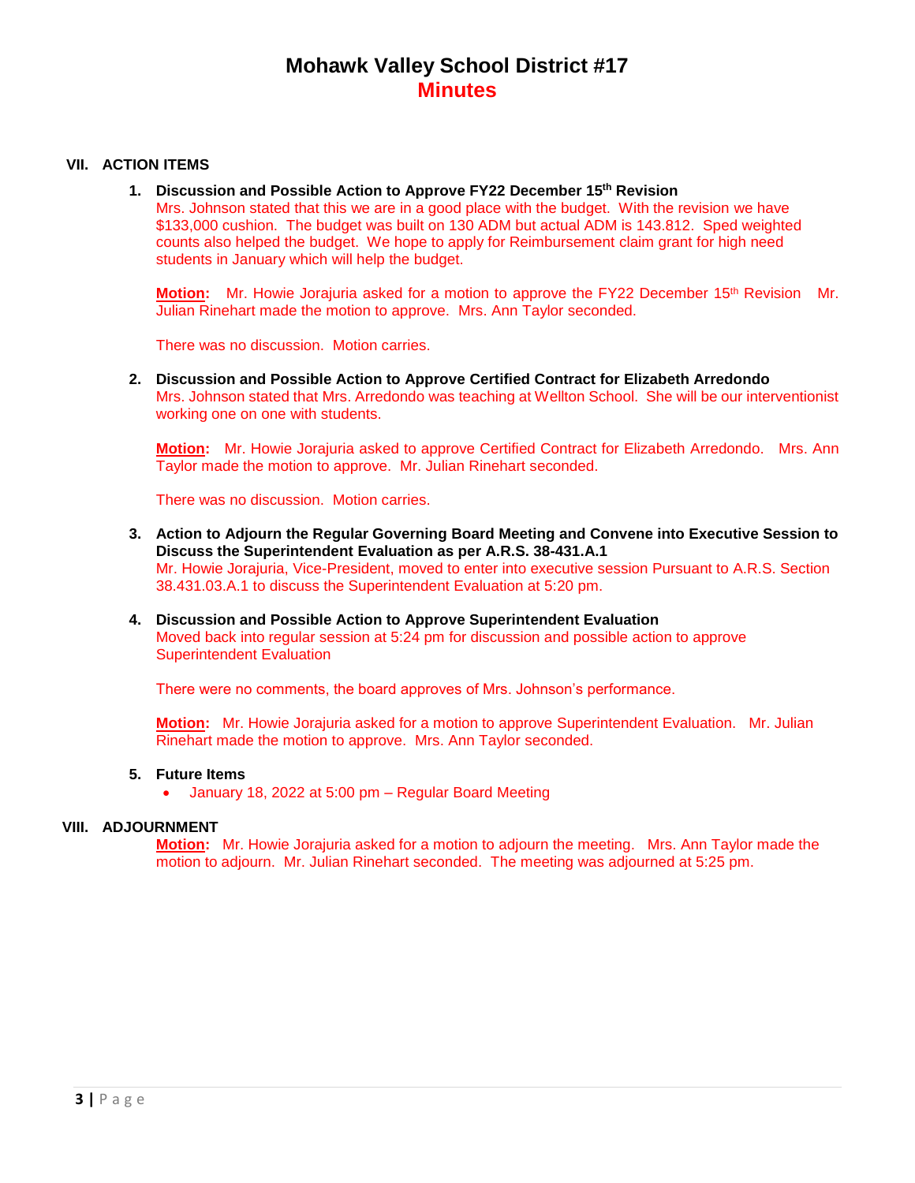# Mohawk Valley School District #17
## Minutes

### VII. ACTION ITEMS

1. **Discussion and Possible Action to Approve FY22 December 15th Revision**
   Mrs. Johnson stated that this we are in a good place with the budget. With the revision we have $133,000 cushion. The budget was built on 130 ADM but actual ADM is 143.812. Sped weighted counts also helped the budget. We hope to apply for Reimbursement claim grant for high need students in January which will help the budget.

   **Motion:** Mr. Howie Jorajuria asked for a motion to approve the FY22 December 15th Revision Mr. Julian Rinehart made the motion to approve. Mrs. Ann Taylor seconded.

   There was no discussion. Motion carries.

2. **Discussion and Possible Action to Approve Certified Contract for Elizabeth Arredondo**
   Mrs. Johnson stated that Mrs. Arredondo was teaching at Wellton School. She will be our interventionist working one on one with students.

   **Motion:** Mr. Howie Jorajuria asked to approve Certified Contract for Elizabeth Arredondo. Mrs. Ann Taylor made the motion to approve. Mr. Julian Rinehart seconded.

   There was no discussion. Motion carries.

3. **Action to Adjourn the Regular Governing Board Meeting and Convene into Executive Session to Discuss the Superintendent Evaluation as per A.R.S. 38-431.A.1**
   Mr. Howie Jorajuria, Vice-President, moved to enter into executive session Pursuant to A.R.S. Section 38.431.03.A.1 to discuss the Superintendent Evaluation at 5:20 pm.

4. **Discussion and Possible Action to Approve Superintendent Evaluation**
   Moved back into regular session at 5:24 pm for discussion and possible action to approve Superintendent Evaluation

   There were no comments, the board approves of Mrs. Johnson's performance.

   **Motion:** Mr. Howie Jorajuria asked for a motion to approve Superintendent Evaluation. Mr. Julian Rinehart made the motion to approve. Mrs. Ann Taylor seconded.

5. **Future Items**
   - January 18, 2022 at 5:00 pm – Regular Board Meeting

### VIII. ADJOURNMENT

**Motion:** Mr. Howie Jorajuria asked for a motion to adjourn the meeting. Mrs. Ann Taylor made the motion to adjourn. Mr. Julian Rinehart seconded. The meeting was adjourned at 5:25 pm.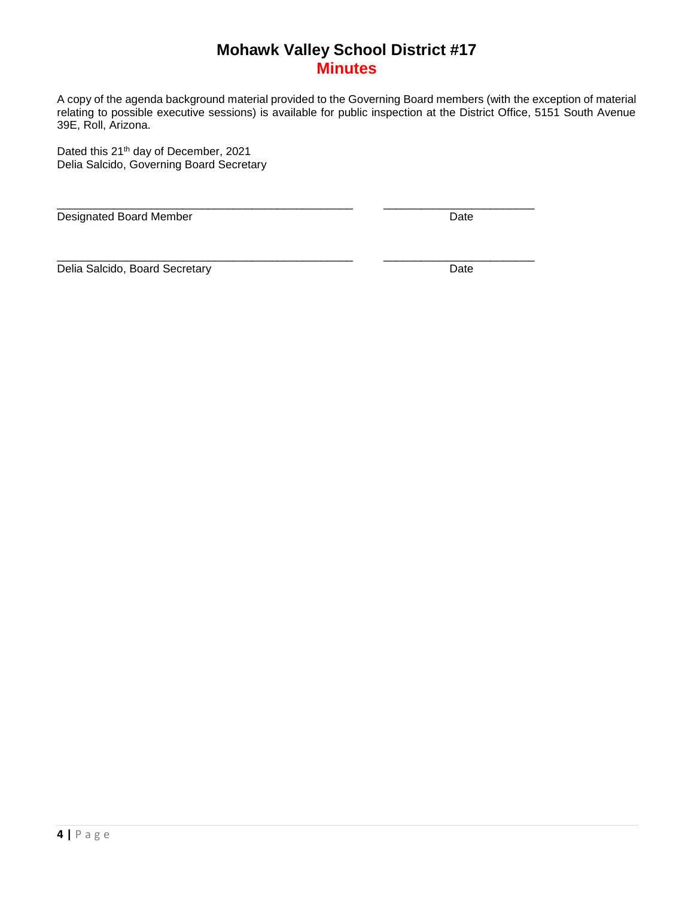# Mohawk Valley School District #17
## Minutes

A copy of the agenda background material provided to the Governing Board members (with the exception of material relating to possible executive sessions) is available for public inspection at the District Office, 5151 South Avenue 39E, Roll, Arizona.

Dated this 21th day of December, 2021
Delia Salcido, Governing Board Secretary

_______________________________________________ _______________________
Designated Board Member Date

_______________________________________________ _______________________
Delia Salcido, Board Secretary Date